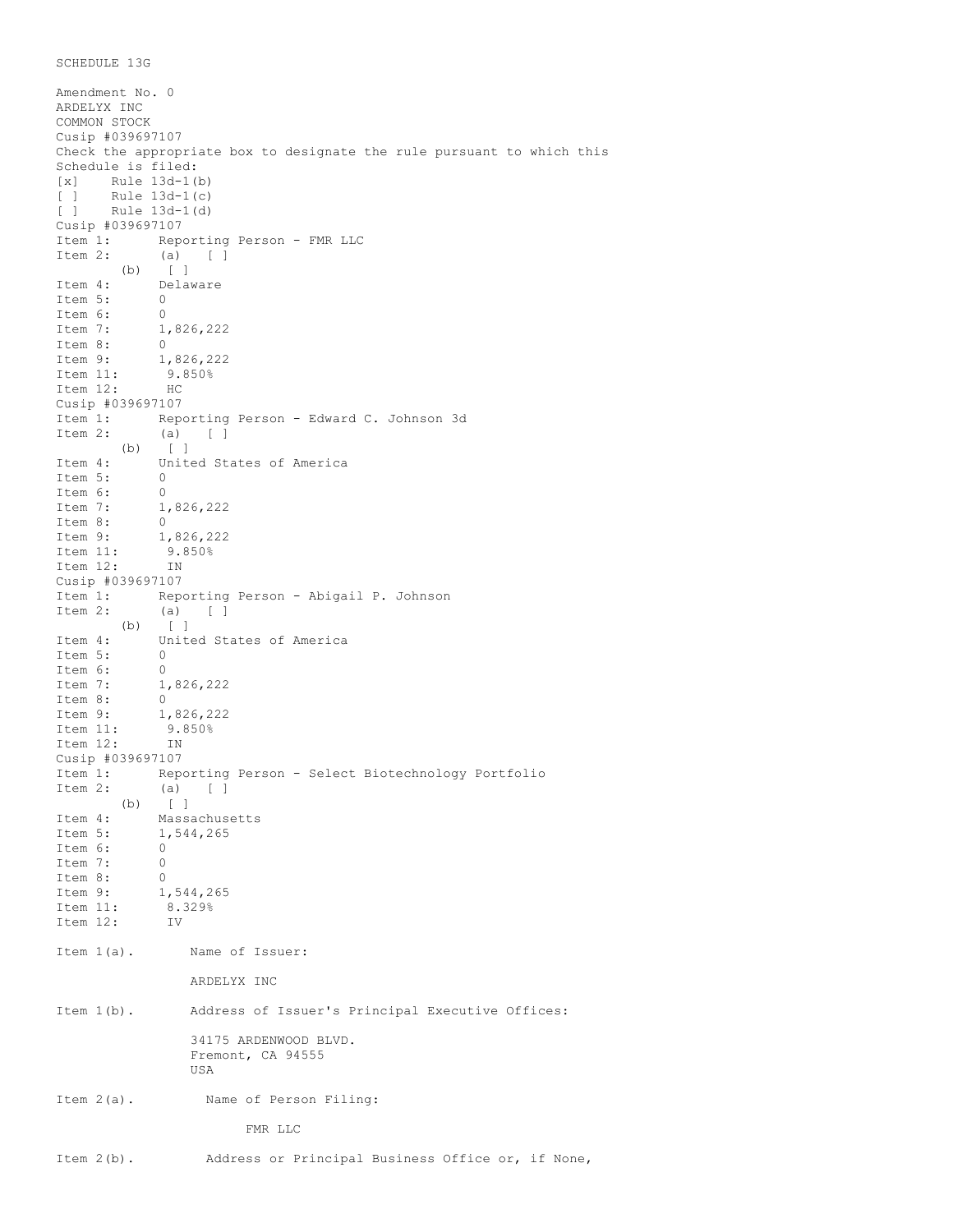SCHEDULE 13G

Amendment No. 0
ARDELYX INC
COMMON STOCK
Cusip #039697107
Check the appropriate box to designate the rule pursuant to which this Schedule is filed:
[x] Rule 13d-1(b)
[ ] Rule 13d-1(c)
[ ] Rule 13d-1(d)

Cusip #039697107
Item 1: Reporting Person - FMR LLC
Item 2: (a) [ ]
(b) [ ]
Item 4: Delaware
Item 5: 0
Item 6: 0
Item 7: 1,826,222
Item 8: 0
Item 9: 1,826,222
Item 11: 9.850%
Item 12: HC

Cusip #039697107
Item 1: Reporting Person - Edward C. Johnson 3d
Item 2: (a) [ ]
(b) [ ]
Item 4: United States of America
Item 5: 0
Item 6: 0
Item 7: 1,826,222
Item 8: 0
Item 9: 1,826,222
Item 11: 9.850%
Item 12: IN

Cusip #039697107
Item 1: Reporting Person - Abigail P. Johnson
Item 2: (a) [ ]
(b) [ ]
Item 4: United States of America
Item 5: 0
Item 6: 0
Item 7: 1,826,222
Item 8: 0
Item 9: 1,826,222
Item 11: 9.850%
Item 12: IN

Cusip #039697107
Item 1: Reporting Person - Select Biotechnology Portfolio
Item 2: (a) [ ]
(b) [ ]
Item 4: Massachusetts
Item 5: 1,544,265
Item 6: 0
Item 7: 0
Item 8: 0
Item 9: 1,544,265
Item 11: 8.329%
Item 12: IV

Item 1(a). Name of Issuer:

ARDELYX INC

Item 1(b). Address of Issuer's Principal Executive Offices:

34175 ARDENWOOD BLVD.
Fremont, CA 94555
USA

Item 2(a). Name of Person Filing:

FMR LLC

Item 2(b). Address or Principal Business Office or, if None,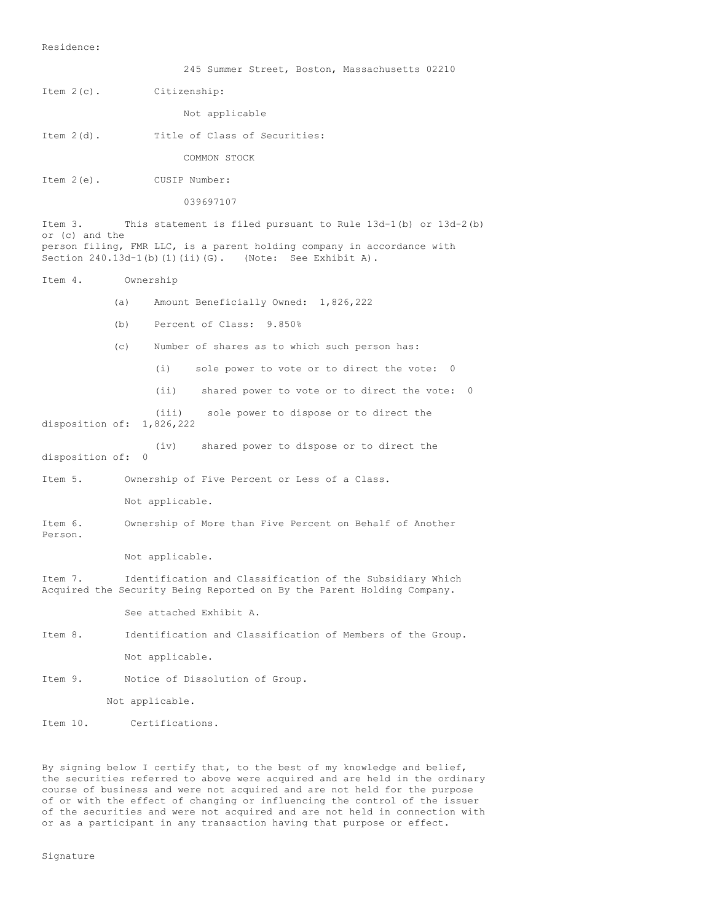Residence:

245 Summer Street, Boston, Massachusetts 02210

Item 2(c). Citizenship:

Not applicable

Item 2(d). Title of Class of Securities:

COMMON STOCK

Item 2(e). CUSIP Number:

039697107

Item 3. This statement is filed pursuant to Rule 13d-1(b) or 13d-2(b) or (c) and the person filing, FMR LLC, is a parent holding company in accordance with Section 240.13d-1(b)(1)(ii)(G). (Note: See Exhibit A).

Item 4. Ownership

(a) Amount Beneficially Owned: 1,826,222

(b) Percent of Class: 9.850%

(c) Number of shares as to which such person has:

(i) sole power to vote or to direct the vote: 0

(ii) shared power to vote or to direct the vote: 0

(iii) sole power to dispose or to direct the disposition of: 1,826,222

(iv) shared power to dispose or to direct the disposition of: 0

Item 5. Ownership of Five Percent or Less of a Class.

Not applicable.

Item 6. Ownership of More than Five Percent on Behalf of Another Person.

Not applicable.

Item 7. Identification and Classification of the Subsidiary Which Acquired the Security Being Reported on By the Parent Holding Company.

See attached Exhibit A.

Item 8. Identification and Classification of Members of the Group.

Not applicable.

Item 9. Notice of Dissolution of Group.

Not applicable.

Item 10. Certifications.

By signing below I certify that, to the best of my knowledge and belief, the securities referred to above were acquired and are held in the ordinary course of business and were not acquired and are not held for the purpose of or with the effect of changing or influencing the control of the issuer of the securities and were not acquired and are not held in connection with or as a participant in any transaction having that purpose or effect.

Signature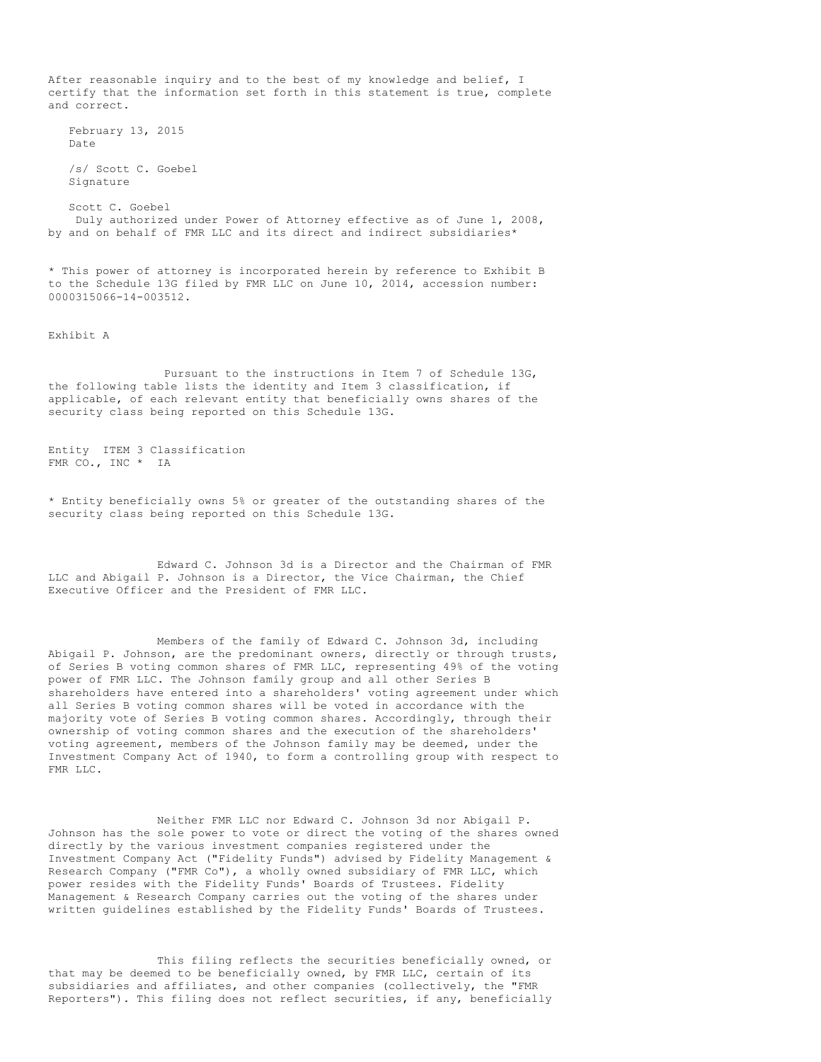After reasonable inquiry and to the best of my knowledge and belief, I certify that the information set forth in this statement is true, complete and correct.

February 13, 2015
Date

/s/ Scott C. Goebel
Signature

Scott C. Goebel
Duly authorized under Power of Attorney effective as of June 1, 2008, by and on behalf of FMR LLC and its direct and indirect subsidiaries*

* This power of attorney is incorporated herein by reference to Exhibit B to the Schedule 13G filed by FMR LLC on June 10, 2014, accession number: 0000315066-14-003512.

Exhibit A

Pursuant to the instructions in Item 7 of Schedule 13G, the following table lists the identity and Item 3 classification, if applicable, of each relevant entity that beneficially owns shares of the security class being reported on this Schedule 13G.

| Entity | ITEM 3 Classification |
|---|---|
| FMR CO., INC * | IA |

* Entity beneficially owns 5% or greater of the outstanding shares of the security class being reported on this Schedule 13G.

Edward C. Johnson 3d is a Director and the Chairman of FMR LLC and Abigail P. Johnson is a Director, the Vice Chairman, the Chief Executive Officer and the President of FMR LLC.

Members of the family of Edward C. Johnson 3d, including Abigail P. Johnson, are the predominant owners, directly or through trusts, of Series B voting common shares of FMR LLC, representing 49% of the voting power of FMR LLC. The Johnson family group and all other Series B shareholders have entered into a shareholders' voting agreement under which all Series B voting common shares will be voted in accordance with the majority vote of Series B voting common shares. Accordingly, through their ownership of voting common shares and the execution of the shareholders' voting agreement, members of the Johnson family may be deemed, under the Investment Company Act of 1940, to form a controlling group with respect to FMR LLC.

Neither FMR LLC nor Edward C. Johnson 3d nor Abigail P. Johnson has the sole power to vote or direct the voting of the shares owned directly by the various investment companies registered under the Investment Company Act ("Fidelity Funds") advised by Fidelity Management & Research Company ("FMR Co"), a wholly owned subsidiary of FMR LLC, which power resides with the Fidelity Funds' Boards of Trustees. Fidelity Management & Research Company carries out the voting of the shares under written guidelines established by the Fidelity Funds' Boards of Trustees.

This filing reflects the securities beneficially owned, or that may be deemed to be beneficially owned, by FMR LLC, certain of its subsidiaries and affiliates, and other companies (collectively, the "FMR Reporters"). This filing does not reflect securities, if any, beneficially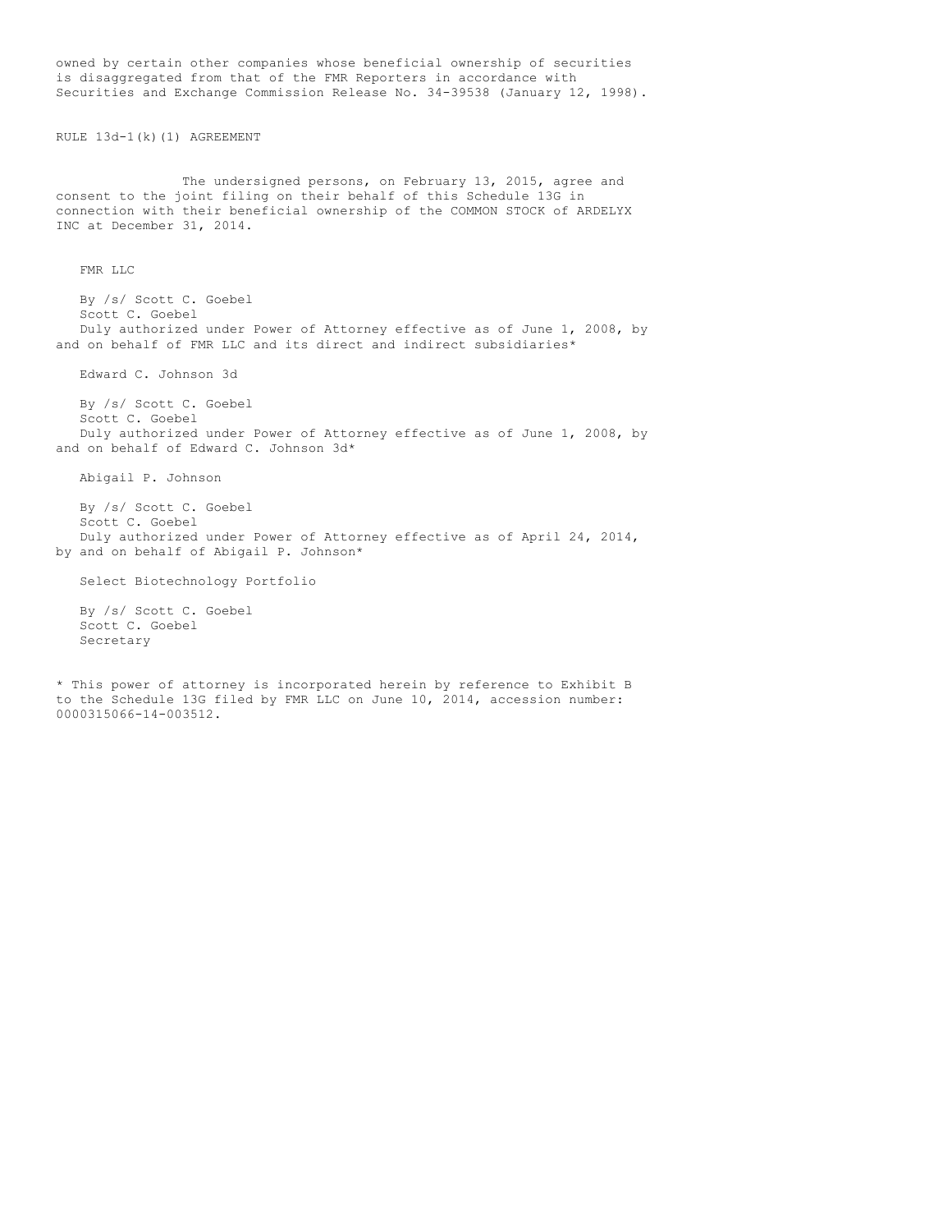owned by certain other companies whose beneficial ownership of securities is disaggregated from that of the FMR Reporters in accordance with Securities and Exchange Commission Release No. 34-39538 (January 12, 1998).

RULE 13d-1(k)(1) AGREEMENT

The undersigned persons, on February 13, 2015, agree and consent to the joint filing on their behalf of this Schedule 13G in connection with their beneficial ownership of the COMMON STOCK of ARDELYX INC at December 31, 2014.

FMR LLC

By /s/ Scott C. Goebel
Scott C. Goebel
Duly authorized under Power of Attorney effective as of June 1, 2008, by and on behalf of FMR LLC and its direct and indirect subsidiaries*

Edward C. Johnson 3d

By /s/ Scott C. Goebel
Scott C. Goebel
Duly authorized under Power of Attorney effective as of June 1, 2008, by and on behalf of Edward C. Johnson 3d*

Abigail P. Johnson

By /s/ Scott C. Goebel
Scott C. Goebel
Duly authorized under Power of Attorney effective as of April 24, 2014, by and on behalf of Abigail P. Johnson*

Select Biotechnology Portfolio

By /s/ Scott C. Goebel
Scott C. Goebel
Secretary

* This power of attorney is incorporated herein by reference to Exhibit B to the Schedule 13G filed by FMR LLC on June 10, 2014, accession number: 0000315066-14-003512.